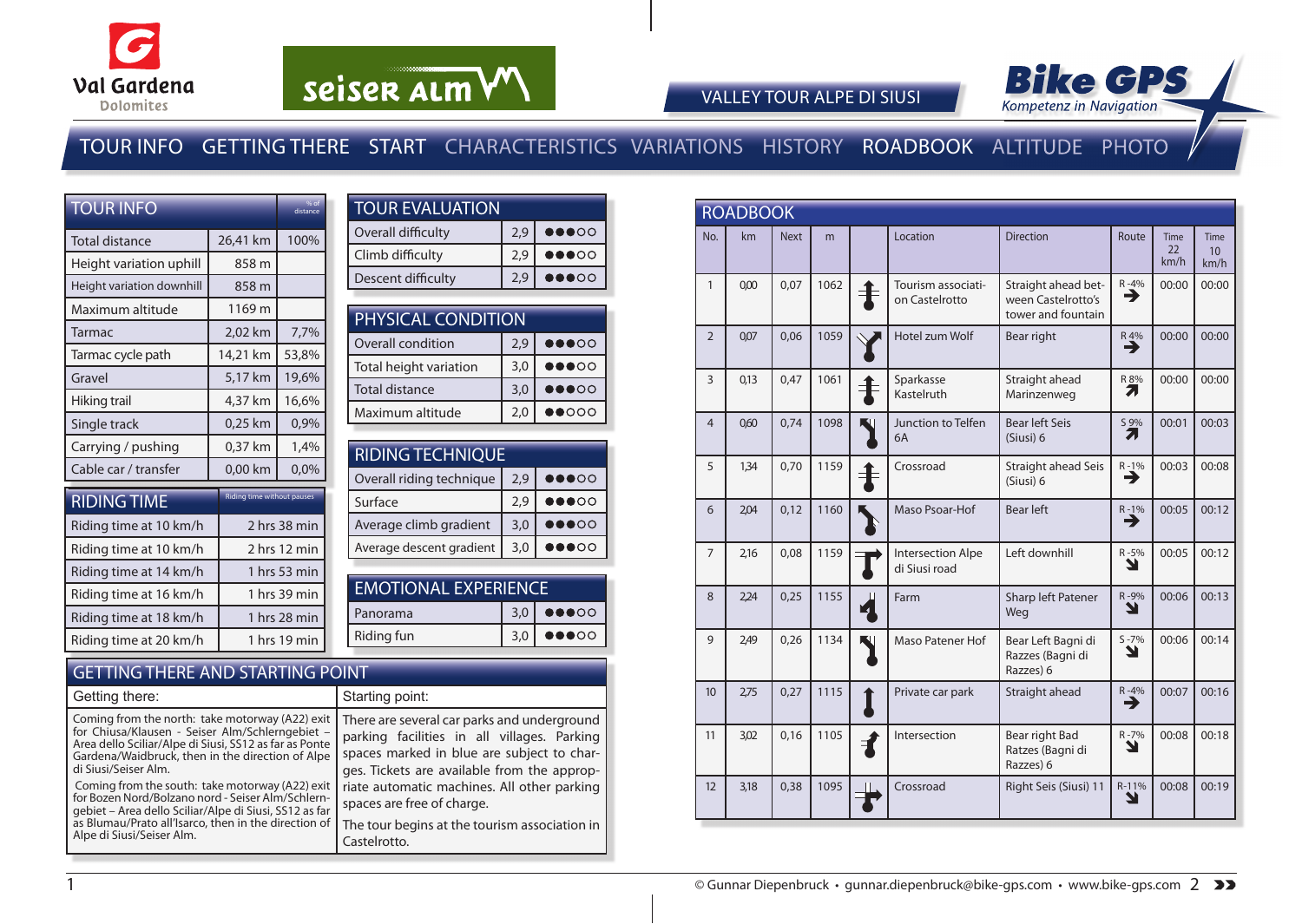Val Gardena Dolomites

seiser alm

VALLEY TOUR ALPE DI SIUSI

Bike GPS Kompetenz in Navigation

TOUR INFO GETTING THERE START CHARACTERISTICS VARIATIONS HISTORY ROADBOOK ALTITUDE PHOTO

## TOUR INFO

| TOUR INFO | | % of distance |
|---|---|---|
| Total distance | 26,41 km | 100% |
| Height variation uphill | 858 m | |
| Height variation downhill | 858 m | |
| Maximum altitude | 1169 m | |
| Tarmac | 2,02 km | 7,7% |
| Tarmac cycle path | 14,21 km | 53,8% |
| Gravel | 5,17 km | 19,6% |
| Hiking trail | 4,37 km | 16,6% |
| Single track | 0,25 km | 0,9% |
| Carrying / pushing | 0,37 km | 1,4% |
| Cable car / transfer | 0,00 km | 0,0% |

## RIDING TIME

| RIDING TIME | Riding time without pauses |
|---|---|
| Riding time at 10 km/h | 2 hrs 38 min |
| Riding time at 10 km/h | 2 hrs 12 min |
| Riding time at 14 km/h | 1 hrs 53 min |
| Riding time at 16 km/h | 1 hrs 39 min |
| Riding time at 18 km/h | 1 hrs 28 min |
| Riding time at 20 km/h | 1 hrs 19 min |

## TOUR EVALUATION

| TOUR EVALUATION | | |
|---|---|---|
| Overall difficulty | 2,9 | ●●●○○ |
| Climb difficulty | 2,9 | ●●●○○ |
| Descent difficulty | 2,9 | ●●●○○ |

## PHYSICAL CONDITION

| PHYSICAL CONDITION | | |
|---|---|---|
| Overall condition | 2,9 | ●●●○○ |
| Total height variation | 3,0 | ●●●○○ |
| Total distance | 3,0 | ●●●○○ |
| Maximum altitude | 2,0 | ●●○○○ |

## RIDING TECHNIQUE

| RIDING TECHNIQUE | | |
|---|---|---|
| Overall riding technique | 2,9 | ●●●○○ |
| Surface | 2,9 | ●●●○○ |
| Average climb gradient | 3,0 | ●●●○○ |
| Average descent gradient | 3,0 | ●●●○○ |

## EMOTIONAL EXPERIENCE

| EMOTIONAL EXPERIENCE | | |
|---|---|---|
| Panorama | 3,0 | ●●●○○ |
| Riding fun | 3,0 | ●●●○○ |

## GETTING THERE AND STARTING POINT

**Getting there:**

Coming from the north: take motorway (A22) exit for Chiusa/Klausen - Seiser Alm/Schlerngebiet – Area dello Sciliar/Alpe di Siusi, SS12 as far as Ponte Gardena/Waidbruck, then in the direction of Alpe di Siusi/Seiser Alm.

Coming from the south: take motorway (A22) exit for Bozen Nord/Bolzano nord - Seiser Alm/Schlerngebiet – Area dello Sciliar/Alpe di Siusi, SS12 as far as Blumau/Prato all'Isarco, then in the direction of Alpe di Siusi/Seiser Alm.

**Starting point:**

There are several car parks and underground parking facilities in all villages. Parking spaces marked in blue are subject to charges. Tickets are available from the appropriate automatic machines. All other parking spaces are free of charge.

The tour begins at the tourism association in Castelrotto.

## ROADBOOK

| No. | km | Next | m | | Location | Direction | Route | Time 22 km/h | Time 10 km/h |
|---|---|---|---|---|---|---|---|---|---|
| 1 | 0,00 | 0,07 | 1062 | | Tourism association Castelrotto | Straight ahead between Castelrotto's tower and fountain | R -4% ➔ | 00:00 | 00:00 |
| 2 | 0,07 | 0,06 | 1059 | | Hotel zum Wolf | Bear right | R 4% ➔ | 00:00 | 00:00 |
| 3 | 0,13 | 0,47 | 1061 | | Sparkasse Kastelruth | Straight ahead Marinzenweg | R 8% ➚ | 00:00 | 00:00 |
| 4 | 0,60 | 0,74 | 1098 | | Junction to Telfen 6A | Bear left Seis (Siusi) 6 | S 9% ➚ | 00:01 | 00:03 |
| 5 | 1,34 | 0,70 | 1159 | | Crossroad | Straight ahead Seis (Siusi) 6 | R -1% ➔ | 00:03 | 00:08 |
| 6 | 2,04 | 0,12 | 1160 | | Maso Psoar-Hof | Bear left | R -1% ➔ | 00:05 | 00:12 |
| 7 | 2,16 | 0,08 | 1159 | | Intersection Alpe di Siusi road | Left downhill | R -5% ➘ | 00:05 | 00:12 |
| 8 | 2,24 | 0,25 | 1155 | | Farm | Sharp left Patener Weg | R -9% ➘ | 00:06 | 00:13 |
| 9 | 2,49 | 0,26 | 1134 | | Maso Patener Hof | Bear Left Bagni di Razzes (Bagni di Razzes) 6 | S -7% ➘ | 00:06 | 00:14 |
| 10 | 2,75 | 0,27 | 1115 | | Private car park | Straight ahead | R -4% ➔ | 00:07 | 00:16 |
| 11 | 3,02 | 0,16 | 1105 | | Intersection | Bear right Bad Ratzes (Bagni di Razzes) 6 | R -7% ➘ | 00:08 | 00:18 |
| 12 | 3,18 | 0,38 | 1095 | | Crossroad | Right Seis (Siusi) 11 | R -11% ➘ | 00:08 | 00:19 |

© Gunnar Diepenbruck • gunnar.diepenbruck@bike-gps.com • www.bike-gps.com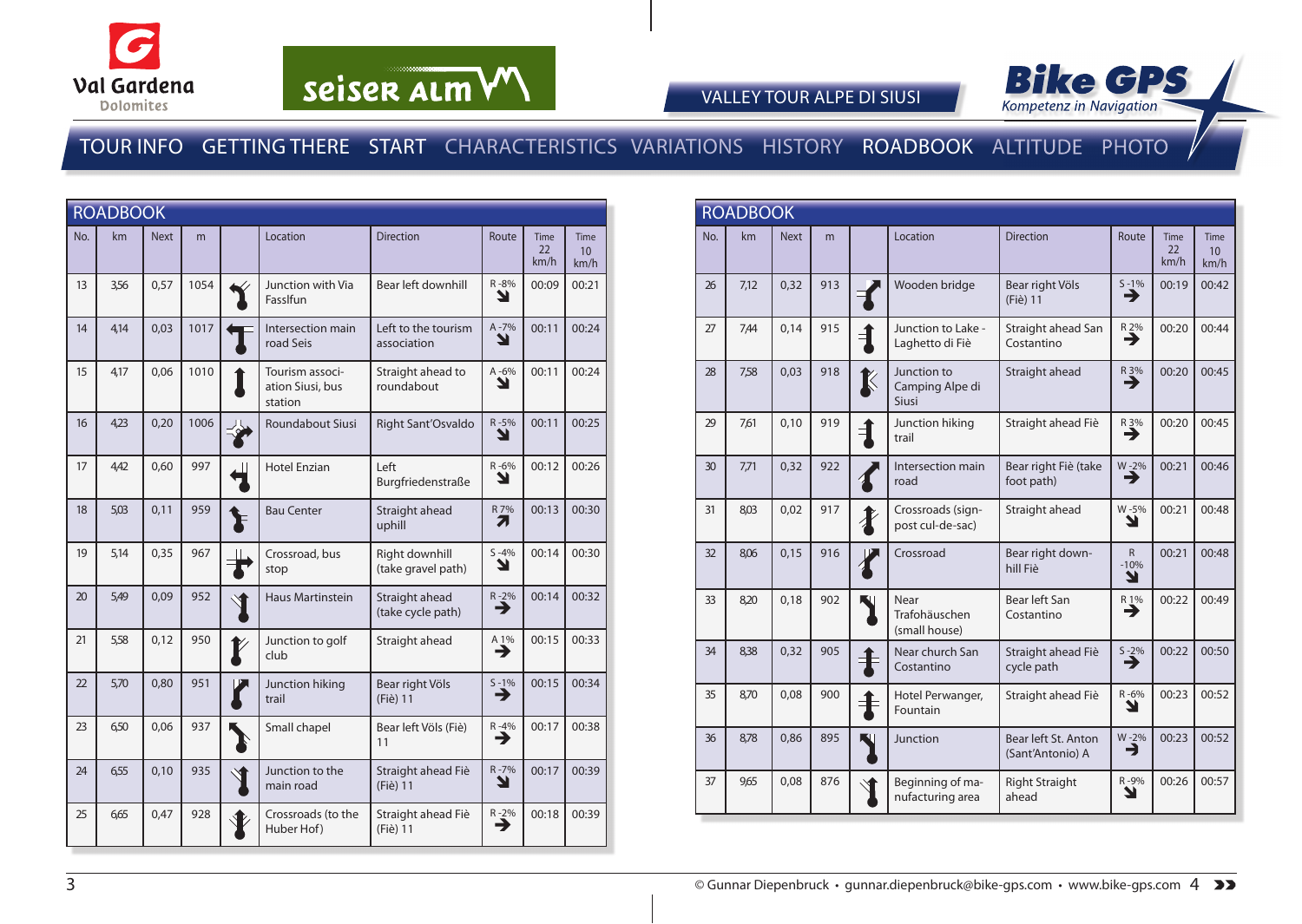VALLEY TOUR ALPE DI SIUSI

TOUR INFO  GETTING THERE  START  CHARACTERISTICS  VARIATIONS  HISTORY  ROADBOOK  ALTITUDE  PHOTO

## ROADBOOK

| No. | km | Next | m | | Location | Direction | Route | Time 22 km/h | Time 10 km/h |
|---|---|---|---|---|---|---|---|---|---|
| 13 | 3,56 | 0,57 | 1054 | | Junction with Via FassIfun | Bear left downhill | R -8% | 00:09 | 00:21 |
| 14 | 4,14 | 0,03 | 1017 | | Intersection main road Seis | Left to the tourism association | A -7% | 00:11 | 00:24 |
| 15 | 4,17 | 0,06 | 1010 | | Tourism association Siusi, bus station | Straight ahead to roundabout | A -6% | 00:11 | 00:24 |
| 16 | 4,23 | 0,20 | 1006 | | Roundabout Siusi | Right Sant'Osvaldo | R -5% | 00:11 | 00:25 |
| 17 | 4,42 | 0,60 | 997 | | Hotel Enzian | Left Burgfriedenstraße | R -6% | 00:12 | 00:26 |
| 18 | 5,03 | 0,11 | 959 | | Bau Center | Straight ahead uphill | R 7% | 00:13 | 00:30 |
| 19 | 5,14 | 0,35 | 967 | | Crossroad, bus stop | Right downhill (take gravel path) | S -4% | 00:14 | 00:30 |
| 20 | 5,49 | 0,09 | 952 | | Haus Martinstein | Straight ahead (take cycle path) | R -2% | 00:14 | 00:32 |
| 21 | 5,58 | 0,12 | 950 | | Junction to golf club | Straight ahead | A 1% | 00:15 | 00:33 |
| 22 | 5,70 | 0,80 | 951 | | Junction hiking trail | Bear right Völs (Fiè) 11 | S -1% | 00:15 | 00:34 |
| 23 | 6,50 | 0,06 | 937 | | Small chapel | Bear left Völs (Fiè) 11 | R -4% | 00:17 | 00:38 |
| 24 | 6,55 | 0,10 | 935 | | Junction to the main road | Straight ahead Fiè (Fiè) 11 | R -7% | 00:17 | 00:39 |
| 25 | 6,65 | 0,47 | 928 | | Crossroads (to the Huber Hof) | Straight ahead Fiè (Fiè) 11 | R -2% | 00:18 | 00:39 |

## ROADBOOK

| No. | km | Next | m | | Location | Direction | Route | Time 22 km/h | Time 10 km/h |
|---|---|---|---|---|---|---|---|---|---|
| 26 | 7,12 | 0,32 | 913 | | Wooden bridge | Bear right Völs (Fiè) 11 | S -1% | 00:19 | 00:42 |
| 27 | 7,44 | 0,14 | 915 | | Junction to Lake - Laghetto di Fiè | Straight ahead San Costantino | R 2% | 00:20 | 00:44 |
| 28 | 7,58 | 0,03 | 918 | | Junction to Camping Alpe di Siusi | Straight ahead | R 3% | 00:20 | 00:45 |
| 29 | 7,61 | 0,10 | 919 | | Junction hiking trail | Straight ahead Fiè | R 3% | 00:20 | 00:45 |
| 30 | 7,71 | 0,32 | 922 | | Intersection main road | Bear right Fiè (take foot path) | W -2% | 00:21 | 00:46 |
| 31 | 8,03 | 0,02 | 917 | | Crossroads (signpost cul-de-sac) | Straight ahead | W -5% | 00:21 | 00:48 |
| 32 | 8,06 | 0,15 | 916 | | Crossroad | Bear right downhill Fiè | R -10% | 00:21 | 00:48 |
| 33 | 8,20 | 0,18 | 902 | | Near Trafohäuschen (small house) | Bear left San Costantino | R 1% | 00:22 | 00:49 |
| 34 | 8,38 | 0,32 | 905 | | Near church San Costantino | Straight ahead Fiè cycle path | S -2% | 00:22 | 00:50 |
| 35 | 8,70 | 0,08 | 900 | | Hotel Perwanger, Fountain | Straight ahead Fiè | R -6% | 00:23 | 00:52 |
| 36 | 8,78 | 0,86 | 895 | | Junction | Bear left St. Anton (Sant'Antonio) A | W -2% | 00:23 | 00:52 |
| 37 | 9,65 | 0,08 | 876 | | Beginning of manufacturing area | Right Straight ahead | R -9% | 00:26 | 00:57 |

© Gunnar Diepenbruck • gunnar.diepenbruck@bike-gps.com • www.bike-gps.com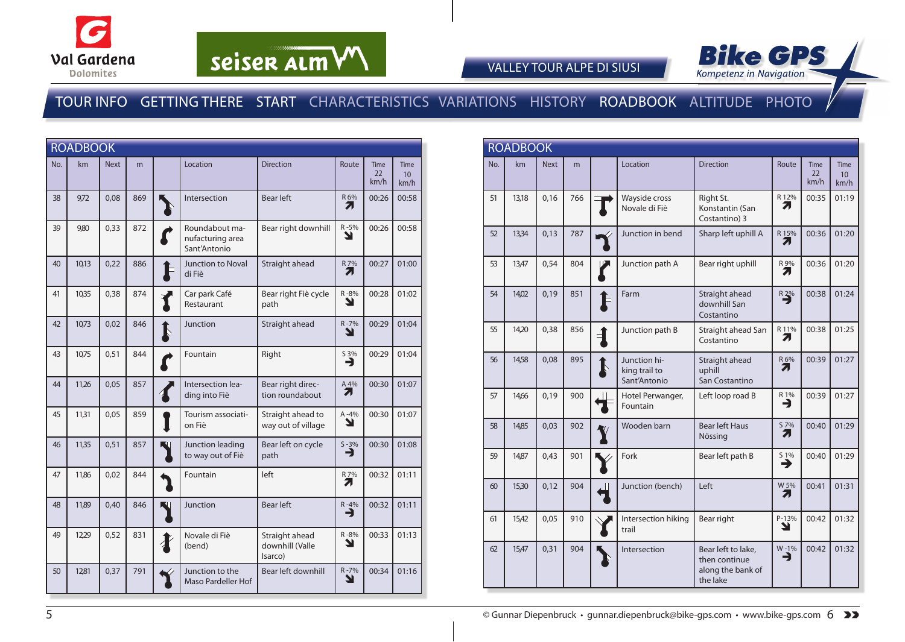VALLEY TOUR ALPE DI SIUSI

TOUR INFO GETTING THERE START CHARACTERISTICS VARIATIONS HISTORY ROADBOOK ALTITUDE PHOTO

## ROADBOOK

| No. | km | Next | m | | Location | Direction | Route | Time 22 km/h | Time 10 km/h |
|---|---|---|---|---|---|---|---|---|---|
| 38 | 9,72 | 0,08 | 869 | | Intersection | Bear left | R 6% | 00:26 | 00:58 |
| 39 | 9,80 | 0,33 | 872 | | Roundabout manufacturing area Sant'Antonio | Bear right downhill | R -5% | 00:26 | 00:58 |
| 40 | 10,13 | 0,22 | 886 | | Junction to Noval di Fiè | Straight ahead | R 7% | 00:27 | 01:00 |
| 41 | 10,35 | 0,38 | 874 | | Car park Café Restaurant | Bear right Fiè cycle path | R -8% | 00:28 | 01:02 |
| 42 | 10,73 | 0,02 | 846 | | Junction | Straight ahead | R -7% | 00:29 | 01:04 |
| 43 | 10,75 | 0,51 | 844 | | Fountain | Right | S 3% | 00:29 | 01:04 |
| 44 | 11,26 | 0,05 | 857 | | Intersection leading into Fiè | Bear right direction roundabout | A 4% | 00:30 | 01:07 |
| 45 | 11,31 | 0,05 | 859 | | Tourism association Fiè | Straight ahead to way out of village | A -4% | 00:30 | 01:07 |
| 46 | 11,35 | 0,51 | 857 | | Junction leading to way out of Fiè | Bear left on cycle path | S -3% | 00:30 | 01:08 |
| 47 | 11,86 | 0,02 | 844 | | Fountain | left | R 7% | 00:32 | 01:11 |
| 48 | 11,89 | 0,40 | 846 | | Junction | Bear left | R -4% | 00:32 | 01:11 |
| 49 | 12,29 | 0,52 | 831 | | Novale di Fiè (bend) | Straight ahead downhill (Valle Isarco) | R -8% | 00:33 | 01:13 |
| 50 | 12,81 | 0,37 | 791 | | Junction to the Maso Pardeller Hof | Bear left downhill | R -7% | 00:34 | 01:16 |

## ROADBOOK

| No. | km | Next | m | | Location | Direction | Route | Time 22 km/h | Time 10 km/h |
|---|---|---|---|---|---|---|---|---|---|
| 51 | 13,18 | 0,16 | 766 | | Wayside cross Novale di Fiè | Right St. Konstantin (San Costantino) 3 | R 12% | 00:35 | 01:19 |
| 52 | 13,34 | 0,13 | 787 | | Junction in bend | Sharp left uphill A | R 15% | 00:36 | 01:20 |
| 53 | 13,47 | 0,54 | 804 | | Junction path A | Bear right uphill | R 9% | 00:36 | 01:20 |
| 54 | 14,02 | 0,19 | 851 | | Farm | Straight ahead downhill San Costantino | R 2% | 00:38 | 01:24 |
| 55 | 14,20 | 0,38 | 856 | | Junction path B | Straight ahead San Costantino | R 11% | 00:38 | 01:25 |
| 56 | 14,58 | 0,08 | 895 | | Junction hiking trail to Sant'Antonio | Straight ahead uphill San Costantino | R 6% | 00:39 | 01:27 |
| 57 | 14,66 | 0,19 | 900 | | Hotel Perwanger, Fountain | Left loop road B | R 1% | 00:39 | 01:27 |
| 58 | 14,85 | 0,03 | 902 | | Wooden barn | Bear left Haus Nössing | S 7% | 00:40 | 01:29 |
| 59 | 14,87 | 0,43 | 901 | | Fork | Bear left path B | S 1% | 00:40 | 01:29 |
| 60 | 15,30 | 0,12 | 904 | | Junction (bench) | Left | W 5% | 00:41 | 01:31 |
| 61 | 15,42 | 0,05 | 910 | | Intersection hiking trail | Bear right | P -13% | 00:42 | 01:32 |
| 62 | 15,47 | 0,31 | 904 | | Intersection | Bear left to lake, then continue along the bank of the lake | W -1% | 00:42 | 01:32 |

© Gunnar Diepenbruck • gunnar.diepenbruck@bike-gps.com • www.bike-gps.com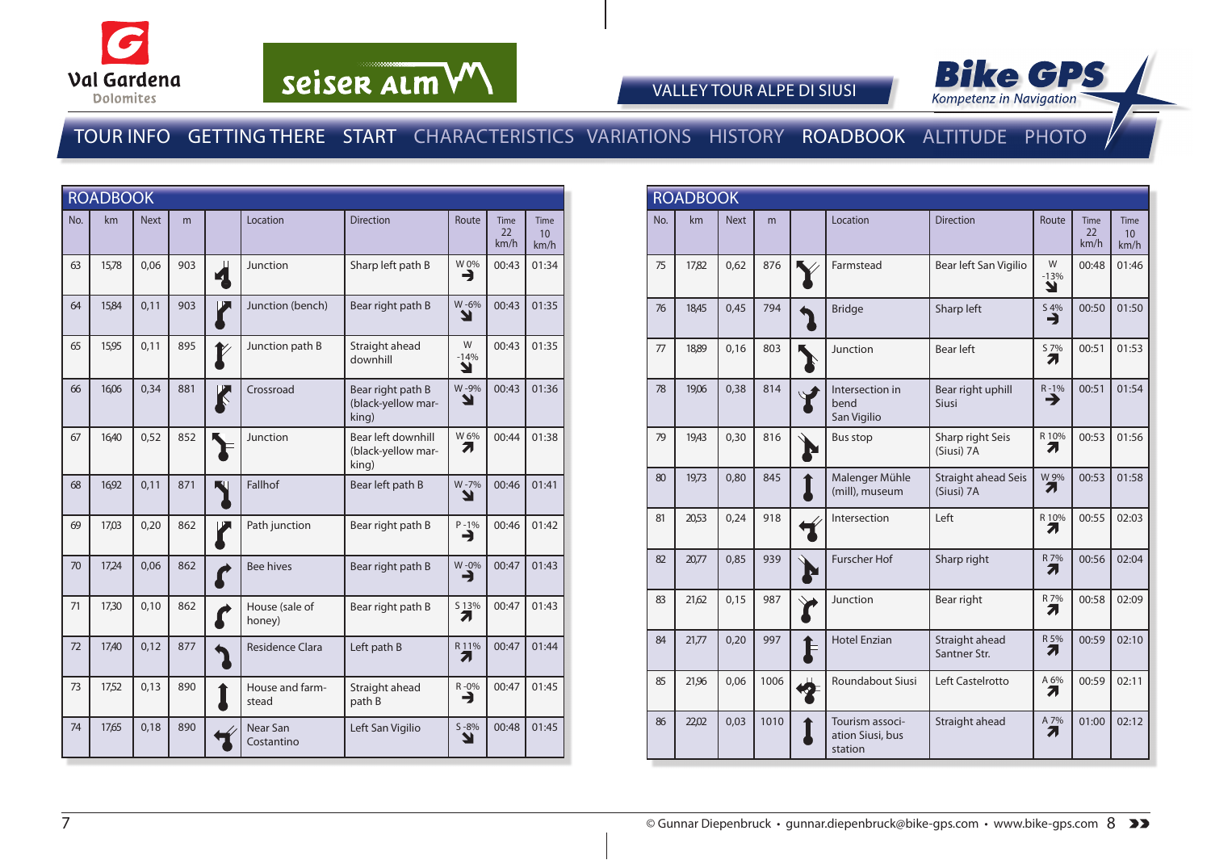VALLEY TOUR ALPE DI SIUSI

TOUR INFO GETTING THERE START CHARACTERISTICS VARIATIONS HISTORY ROADBOOK ALTITUDE PHOTO

## ROADBOOK

| No. | km | Next | m | | Location | Direction | Route | Time 22 km/h | Time 10 km/h |
|---|---|---|---|---|---|---|---|---|---|
| 63 | 15,78 | 0,06 | 903 | | Junction | Sharp left path B | W 0% | 00:43 | 01:34 |
| 64 | 15,84 | 0,11 | 903 | | Junction (bench) | Bear right path B | W -6% | 00:43 | 01:35 |
| 65 | 15,95 | 0,11 | 895 | | Junction path B | Straight ahead downhill | W -14% | 00:43 | 01:35 |
| 66 | 16,06 | 0,34 | 881 | | Crossroad | Bear right path B (black-yellow marking) | W -9% | 00:43 | 01:36 |
| 67 | 16,40 | 0,52 | 852 | | Junction | Bear left downhill (black-yellow marking) | W 6% | 00:44 | 01:38 |
| 68 | 16,92 | 0,11 | 871 | | Fallhof | Bear left path B | W -7% | 00:46 | 01:41 |
| 69 | 17,03 | 0,20 | 862 | | Path junction | Bear right path B | P -1% | 00:46 | 01:42 |
| 70 | 17,24 | 0,06 | 862 | | Bee hives | Bear right path B | W -0% | 00:47 | 01:43 |
| 71 | 17,30 | 0,10 | 862 | | House (sale of honey) | Bear right path B | S 13% | 00:47 | 01:43 |
| 72 | 17,40 | 0,12 | 877 | | Residence Clara | Left path B | R 11% | 00:47 | 01:44 |
| 73 | 17,52 | 0,13 | 890 | | House and farmstead | Straight ahead path B | R -0% | 00:47 | 01:45 |
| 74 | 17,65 | 0,18 | 890 | | Near San Costantino | Left San Vigilio | S -8% | 00:48 | 01:45 |

## ROADBOOK

| No. | km | Next | m | | Location | Direction | Route | Time 22 km/h | Time 10 km/h |
|---|---|---|---|---|---|---|---|---|---|
| 75 | 17,82 | 0,62 | 876 | | Farmstead | Bear left San Vigilio | W -13% | 00:48 | 01:46 |
| 76 | 18,45 | 0,45 | 794 | | Bridge | Sharp left | S 4% | 00:50 | 01:50 |
| 77 | 18,89 | 0,16 | 803 | | Junction | Bear left | S 7% | 00:51 | 01:53 |
| 78 | 19,06 | 0,38 | 814 | | Intersection in bend San Vigilio | Bear right uphill Siusi | R -1% | 00:51 | 01:54 |
| 79 | 19,43 | 0,30 | 816 | | Bus stop | Sharp right Seis (Siusi) 7A | R 10% | 00:53 | 01:56 |
| 80 | 19,73 | 0,80 | 845 | | Malenger Mühle (mill), museum | Straight ahead Seis (Siusi) 7A | W 9% | 00:53 | 01:58 |
| 81 | 20,53 | 0,24 | 918 | | Intersection | Left | R 10% | 00:55 | 02:03 |
| 82 | 20,77 | 0,85 | 939 | | Furscher Hof | Sharp right | R 7% | 00:56 | 02:04 |
| 83 | 21,62 | 0,15 | 987 | | Junction | Bear right | R 7% | 00:58 | 02:09 |
| 84 | 21,77 | 0,20 | 997 | | Hotel Enzian | Straight ahead Santner Str. | R 5% | 00:59 | 02:10 |
| 85 | 21,96 | 0,06 | 1006 | | Roundabout Siusi | Left Castelrotto | A 6% | 00:59 | 02:11 |
| 86 | 22,02 | 0,03 | 1010 | | Tourism association Siusi, bus station | Straight ahead | A 7% | 01:00 | 02:12 |

© Gunnar Diepenbruck • gunnar.diepenbruck@bike-gps.com • www.bike-gps.com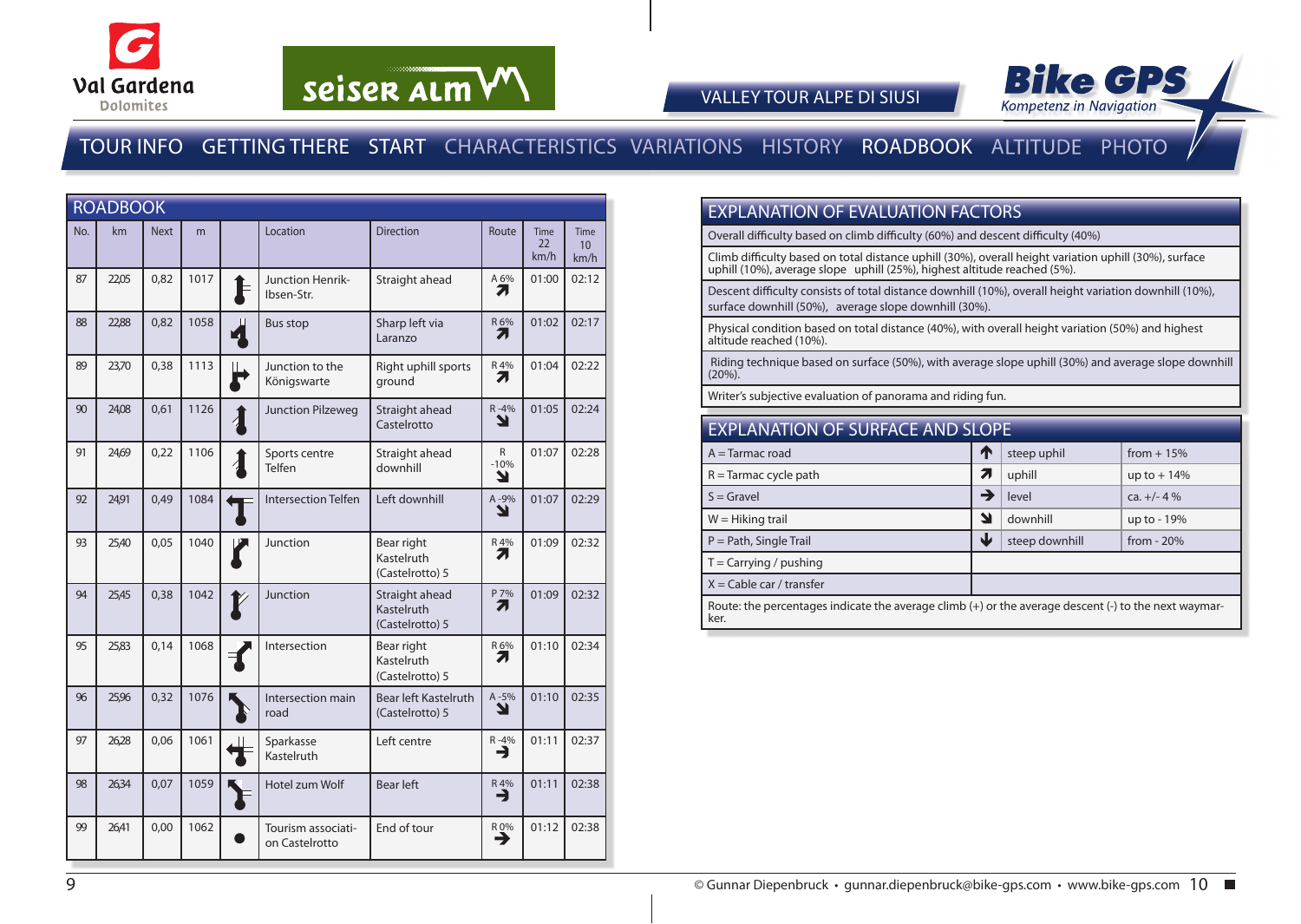VALLEY TOUR ALPE DI SIUSI

TOUR INFO GETTING THERE START CHARACTERISTICS VARIATIONS HISTORY ROADBOOK ALTITUDE PHOTO

## ROADBOOK

| No. | km | Next | m | | Location | Direction | Route | Time 22 km/h | Time 10 km/h |
|---|---|---|---|---|---|---|---|---|---|
| 87 | 22,05 | 0,82 | 1017 | | Junction Henrik-Ibsen-Str. | Straight ahead | A 6% | 01:00 | 02:12 |
| 88 | 22,88 | 0,82 | 1058 | | Bus stop | Sharp left via Laranzo | R 6% | 01:02 | 02:17 |
| 89 | 23,70 | 0,38 | 1113 | | Junction to the Königswarte | Right uphill sports ground | R 4% | 01:04 | 02:22 |
| 90 | 24,08 | 0,61 | 1126 | | Junction Pilzeweg | Straight ahead Castelrotto | R -4% | 01:05 | 02:24 |
| 91 | 24,69 | 0,22 | 1106 | | Sports centre Telfen | Straight ahead downhill | R -10% | 01:07 | 02:28 |
| 92 | 24,91 | 0,49 | 1084 | | Intersection Telfen | Left downhill | A -9% | 01:07 | 02:29 |
| 93 | 25,40 | 0,05 | 1040 | | Junction | Bear right Kastelruth (Castelrotto) 5 | R 4% | 01:09 | 02:32 |
| 94 | 25,45 | 0,38 | 1042 | | Junction | Straight ahead Kastelruth (Castelrotto) 5 | P 7% | 01:09 | 02:32 |
| 95 | 25,83 | 0,14 | 1068 | | Intersection | Bear right Kastelruth (Castelrotto) 5 | R 6% | 01:10 | 02:34 |
| 96 | 25,96 | 0,32 | 1076 | | Intersection main road | Bear left Kastelruth (Castelrotto) 5 | A -5% | 01:10 | 02:35 |
| 97 | 26,28 | 0,06 | 1061 | | Sparkasse Kastelruth | Left centre | R -4% | 01:11 | 02:37 |
| 98 | 26,34 | 0,07 | 1059 | | Hotel zum Wolf | Bear left | R 4% | 01:11 | 02:38 |
| 99 | 26,41 | 0,00 | 1062 | | Tourism association Castelrotto | End of tour | R 0% | 01:12 | 02:38 |

## EXPLANATION OF EVALUATION FACTORS

Overall difficulty based on climb difficulty (60%) and descent difficulty (40%)

Climb difficulty based on total distance uphill (30%), overall height variation uphill (30%), surface uphill (10%), average slope uphill (25%), highest altitude reached (5%).

Descent difficulty consists of total distance downhill (10%), overall height variation downhill (10%), surface downhill (50%), average slope downhill (30%).

Physical condition based on total distance (40%), with overall height variation (50%) and highest altitude reached (10%).

Riding technique based on surface (50%), with average slope uphill (30%) and average slope downhill (20%).

Writer's subjective evaluation of panorama and riding fun.

## EXPLANATION OF SURFACE AND SLOPE

| | | | |
|---|---|---|---|
| A = Tarmac road | ↑ | steep uphil | from + 15% |
| R = Tarmac cycle path | ↗ | uphill | up to + 14% |
| S = Gravel | → | level | ca. +/- 4 % |
| W = Hiking trail | ↘ | downhill | up to - 19% |
| P = Path, Single Trail | ↓ | steep downhill | from - 20% |
| T = Carrying / pushing | | | |
| X = Cable car / transfer | | | |

Route: the percentages indicate the average climb (+) or the average descent (-) to the next waymarker.

© Gunnar Diepenbruck • gunnar.diepenbruck@bike-gps.com • www.bike-gps.com